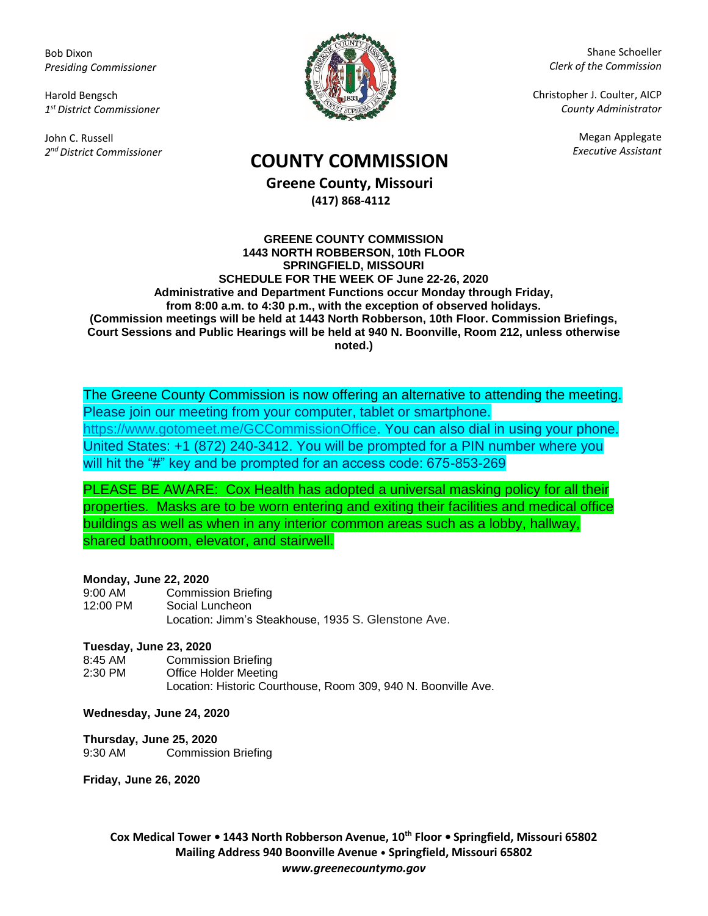Bob Dixon
*Presiding Commissioner*

Harold Bengsch
*1st District Commissioner*

John C. Russell
*2nd District Commissioner*

Shane Schoeller
*Clerk of the Commission*

Christopher J. Coulter, AICP
*County Administrator*

Megan Applegate
*Executive Assistant*

# COUNTY COMMISSION

**Greene County, Missouri**
**(417) 868-4112**

**GREENE COUNTY COMMISSION**
**1443 NORTH ROBBERSON, 10th FLOOR**
**SPRINGFIELD, MISSOURI**
**SCHEDULE FOR THE WEEK OF June 22-26, 2020**
**Administrative and Department Functions occur Monday through Friday, from 8:00 a.m. to 4:30 p.m., with the exception of observed holidays.**
**(Commission meetings will be held at 1443 North Robberson, 10th Floor. Commission Briefings, Court Sessions and Public Hearings will be held at 940 N. Boonville, Room 212, unless otherwise noted.)**

The Greene County Commission is now offering an alternative to attending the meeting. Please join our meeting from your computer, tablet or smartphone. https://www.gotomeet.me/GCCommissionOffice. You can also dial in using your phone. United States: +1 (872) 240-3412. You will be prompted for a PIN number where you will hit the "#" key and be prompted for an access code: 675-853-269

PLEASE BE AWARE: Cox Health has adopted a universal masking policy for all their properties. Masks are to be worn entering and exiting their facilities and medical office buildings as well as when in any interior common areas such as a lobby, hallway, shared bathroom, elevator, and stairwell.

**Monday, June 22, 2020**
9:00 AM Commission Briefing
12:00 PM Social Luncheon
Location: Jimm's Steakhouse, 1935 S. Glenstone Ave.

**Tuesday, June 23, 2020**
8:45 AM Commission Briefing
2:30 PM Office Holder Meeting
Location: Historic Courthouse, Room 309, 940 N. Boonville Ave.

**Wednesday, June 24, 2020**

**Thursday, June 25, 2020**
9:30 AM Commission Briefing

**Friday, June 26, 2020**

**Cox Medical Tower • 1443 North Robberson Avenue, 10th Floor • Springfield, Missouri 65802**
**Mailing Address 940 Boonville Avenue • Springfield, Missouri 65802**
***www.greenecountymo.gov***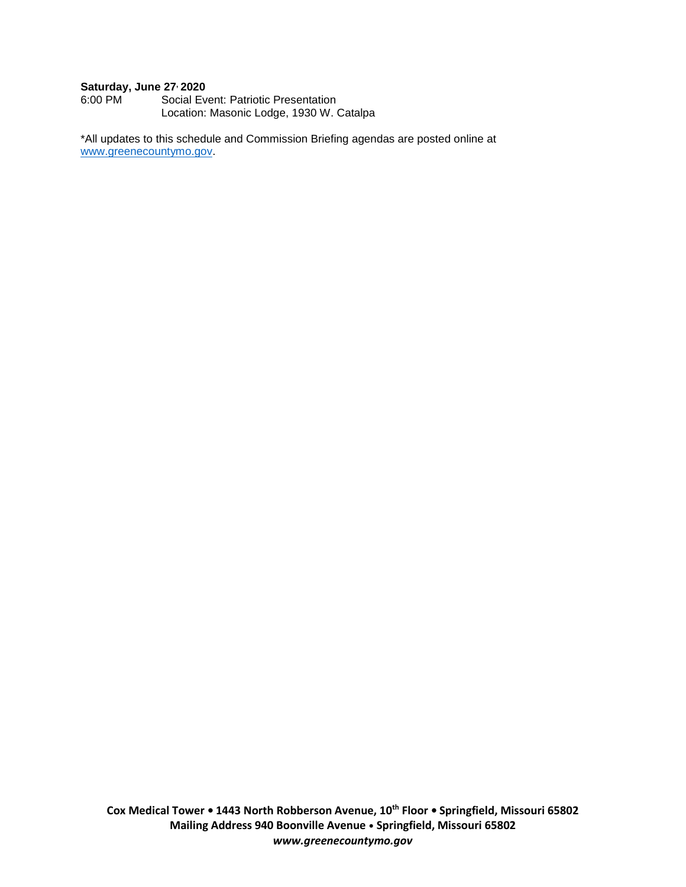**Saturday, June 27, 2020**

6:00 PM Social Event: Patriotic Presentation
Location: Masonic Lodge, 1930 W. Catalpa

*All updates to this schedule and Commission Briefing agendas are posted online at www.greenecountymo.gov.

**Cox Medical Tower • 1443 North Robberson Avenue, 10th Floor • Springfield, Missouri 65802**
**Mailing Address 940 Boonville Avenue • Springfield, Missouri 65802**
***www.greenecountymo.gov***